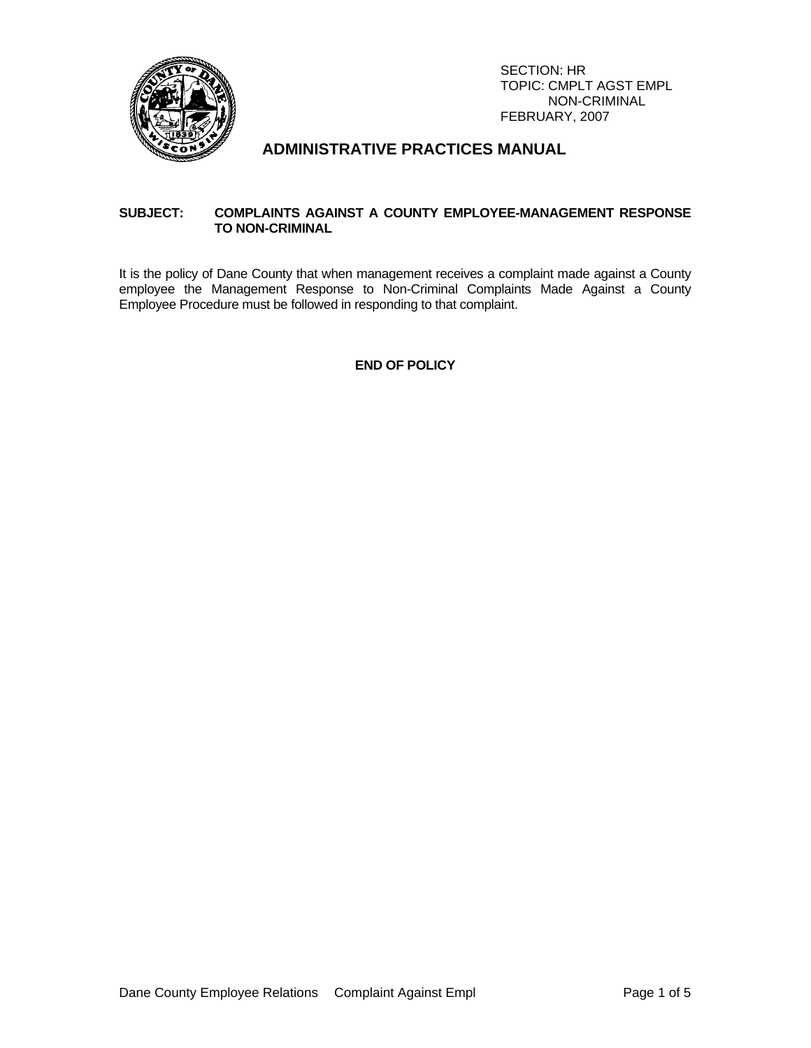SECTION: HR
TOPIC: CMPLT AGST EMPL
NON-CRIMINAL
FEBRUARY, 2007

# ADMINISTRATIVE PRACTICES MANUAL

**SUBJECT: COMPLAINTS AGAINST A COUNTY EMPLOYEE-MANAGEMENT RESPONSE TO NON-CRIMINAL**

It is the policy of Dane County that when management receives a complaint made against a County employee the Management Response to Non-Criminal Complaints Made Against a County Employee Procedure must be followed in responding to that complaint.

**END OF POLICY**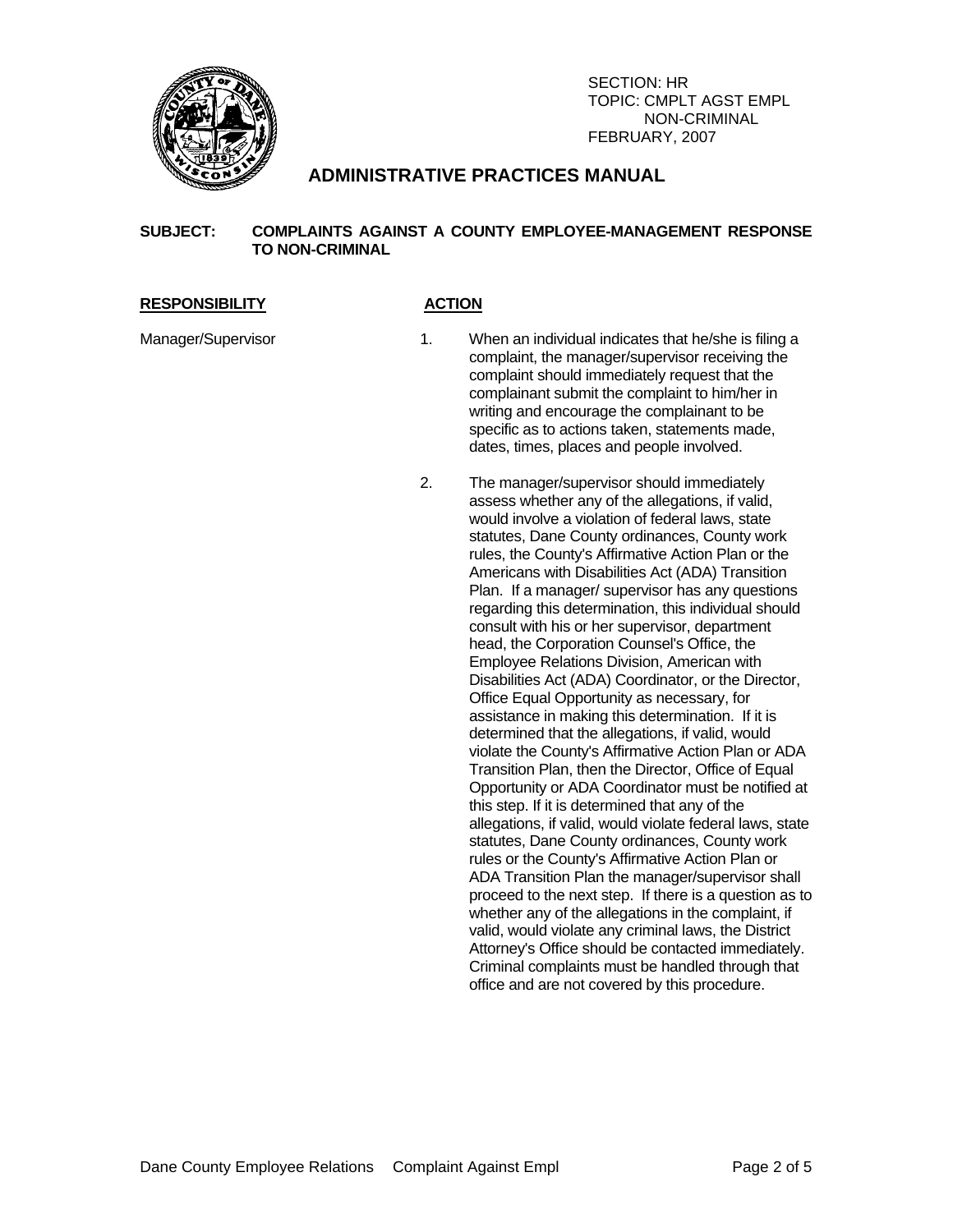SECTION: HR
TOPIC: CMPLT AGST EMPL NON-CRIMINAL
FEBRUARY, 2007

## ADMINISTRATIVE PRACTICES MANUAL

**SUBJECT: COMPLAINTS AGAINST A COUNTY EMPLOYEE-MANAGEMENT RESPONSE TO NON-CRIMINAL**

| RESPONSIBILITY | ACTION |
|---|---|
| Manager/Supervisor | 1. When an individual indicates that he/she is filing a complaint, the manager/supervisor receiving the complaint should immediately request that the complainant submit the complaint to him/her in writing and encourage the complainant to be specific as to actions taken, statements made, dates, times, places and people involved. |
| | 2. The manager/supervisor should immediately assess whether any of the allegations, if valid, would involve a violation of federal laws, state statutes, Dane County ordinances, County work rules, the County's Affirmative Action Plan or the Americans with Disabilities Act (ADA) Transition Plan. If a manager/ supervisor has any questions regarding this determination, this individual should consult with his or her supervisor, department head, the Corporation Counsel's Office, the Employee Relations Division, American with Disabilities Act (ADA) Coordinator, or the Director, Office Equal Opportunity as necessary, for assistance in making this determination. If it is determined that the allegations, if valid, would violate the County's Affirmative Action Plan or ADA Transition Plan, then the Director, Office of Equal Opportunity or ADA Coordinator must be notified at this step. If it is determined that any of the allegations, if valid, would violate federal laws, state statutes, Dane County ordinances, County work rules or the County's Affirmative Action Plan or ADA Transition Plan the manager/supervisor shall proceed to the next step. If there is a question as to whether any of the allegations in the complaint, if valid, would violate any criminal laws, the District Attorney's Office should be contacted immediately. Criminal complaints must be handled through that office and are not covered by this procedure. |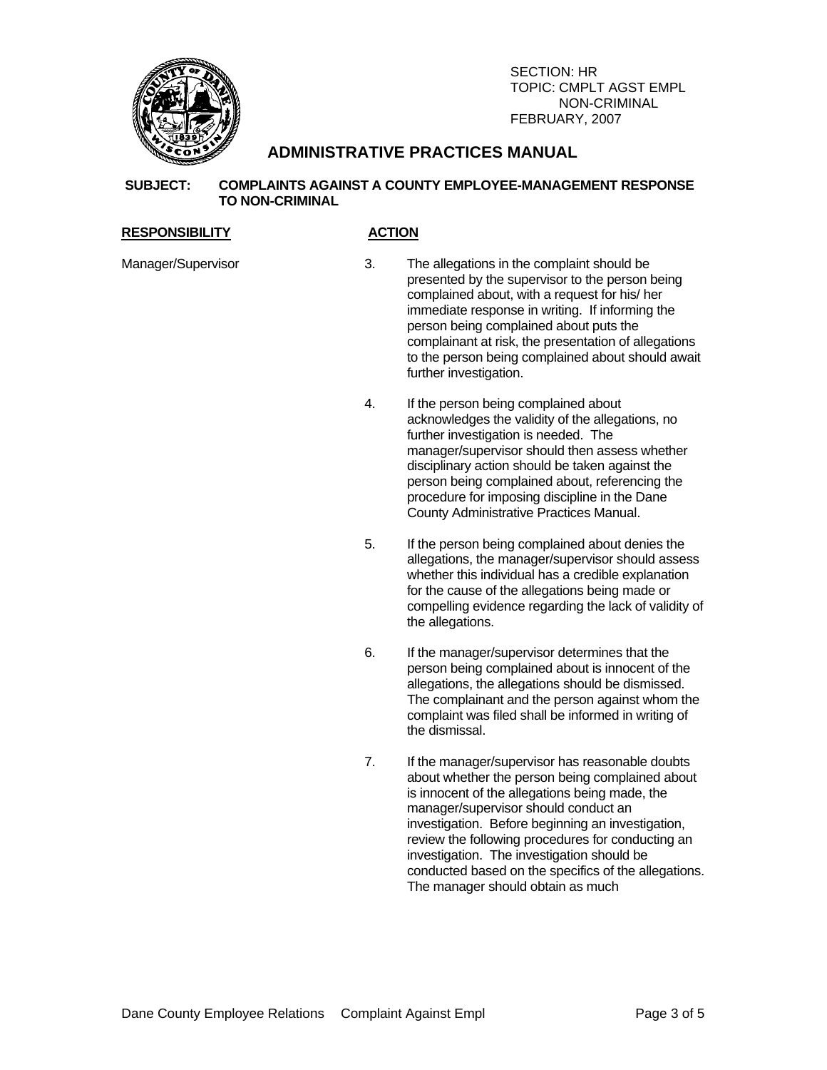SECTION: HR
TOPIC: CMPLT AGST EMPL
NON-CRIMINAL
FEBRUARY, 2007

# ADMINISTRATIVE PRACTICES MANUAL

**SUBJECT: COMPLAINTS AGAINST A COUNTY EMPLOYEE-MANAGEMENT RESPONSE TO NON-CRIMINAL**

| RESPONSIBILITY | ACTION |
|---|---|
| Manager/Supervisor | 3. The allegations in the complaint should be presented by the supervisor to the person being complained about, with a request for his/ her immediate response in writing. If informing the person being complained about puts the complainant at risk, the presentation of allegations to the person being complained about should await further investigation. |
| | 4. If the person being complained about acknowledges the validity of the allegations, no further investigation is needed. The manager/supervisor should then assess whether disciplinary action should be taken against the person being complained about, referencing the procedure for imposing discipline in the Dane County Administrative Practices Manual. |
| | 5. If the person being complained about denies the allegations, the manager/supervisor should assess whether this individual has a credible explanation for the cause of the allegations being made or compelling evidence regarding the lack of validity of the allegations. |
| | 6. If the manager/supervisor determines that the person being complained about is innocent of the allegations, the allegations should be dismissed. The complainant and the person against whom the complaint was filed shall be informed in writing of the dismissal. |
| | 7. If the manager/supervisor has reasonable doubts about whether the person being complained about is innocent of the allegations being made, the manager/supervisor should conduct an investigation. Before beginning an investigation, review the following procedures for conducting an investigation. The investigation should be conducted based on the specifics of the allegations. The manager should obtain as much |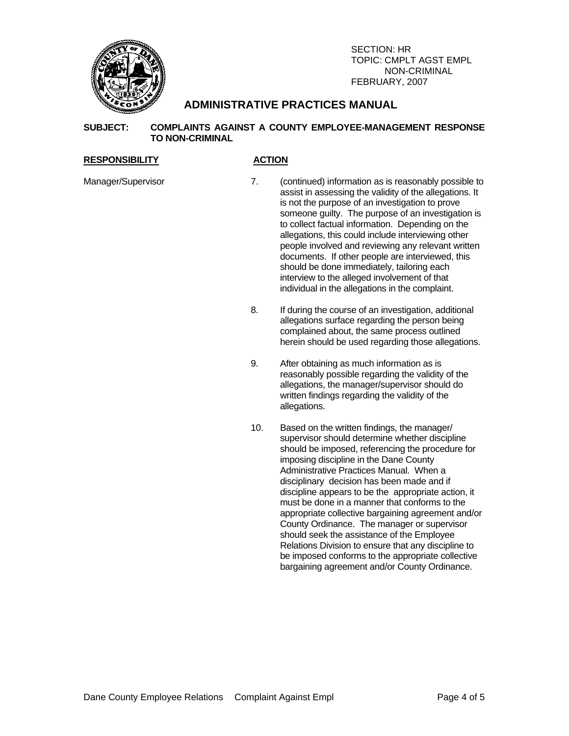SECTION: HR
TOPIC: CMPLT AGST EMPL NON-CRIMINAL
FEBRUARY, 2007

## ADMINISTRATIVE PRACTICES MANUAL

**SUBJECT: COMPLAINTS AGAINST A COUNTY EMPLOYEE-MANAGEMENT RESPONSE TO NON-CRIMINAL**

| RESPONSIBILITY | ACTION |
|---|---|
| Manager/Supervisor | 7. (continued) information as is reasonably possible to assist in assessing the validity of the allegations. It is not the purpose of an investigation to prove someone guilty. The purpose of an investigation is to collect factual information. Depending on the allegations, this could include interviewing other people involved and reviewing any relevant written documents. If other people are interviewed, this should be done immediately, tailoring each interview to the alleged involvement of that individual in the allegations in the complaint. |
| | 8. If during the course of an investigation, additional allegations surface regarding the person being complained about, the same process outlined herein should be used regarding those allegations. |
| | 9. After obtaining as much information as is reasonably possible regarding the validity of the allegations, the manager/supervisor should do written findings regarding the validity of the allegations. |
| | 10. Based on the written findings, the manager/ supervisor should determine whether discipline should be imposed, referencing the procedure for imposing discipline in the Dane County Administrative Practices Manual. When a disciplinary decision has been made and if discipline appears to be the appropriate action, it must be done in a manner that conforms to the appropriate collective bargaining agreement and/or County Ordinance. The manager or supervisor should seek the assistance of the Employee Relations Division to ensure that any discipline to be imposed conforms to the appropriate collective bargaining agreement and/or County Ordinance. |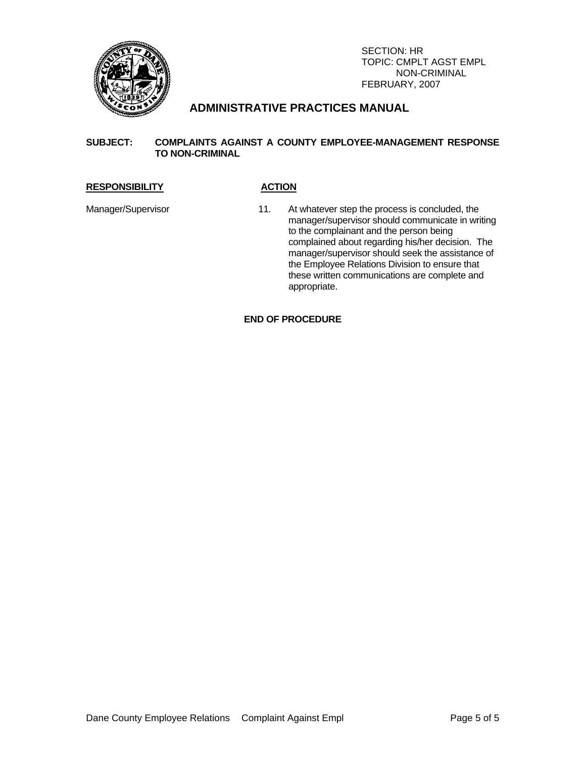SECTION: HR
TOPIC: CMPLT AGST EMPL NON-CRIMINAL
FEBRUARY, 2007

# ADMINISTRATIVE PRACTICES MANUAL

**SUBJECT: COMPLAINTS AGAINST A COUNTY EMPLOYEE-MANAGEMENT RESPONSE TO NON-CRIMINAL**

| RESPONSIBILITY | ACTION |
|---|---|
| Manager/Supervisor | 11. At whatever step the process is concluded, the manager/supervisor should communicate in writing to the complainant and the person being complained about regarding his/her decision. The manager/supervisor should seek the assistance of the Employee Relations Division to ensure that these written communications are complete and appropriate. |

**END OF PROCEDURE**